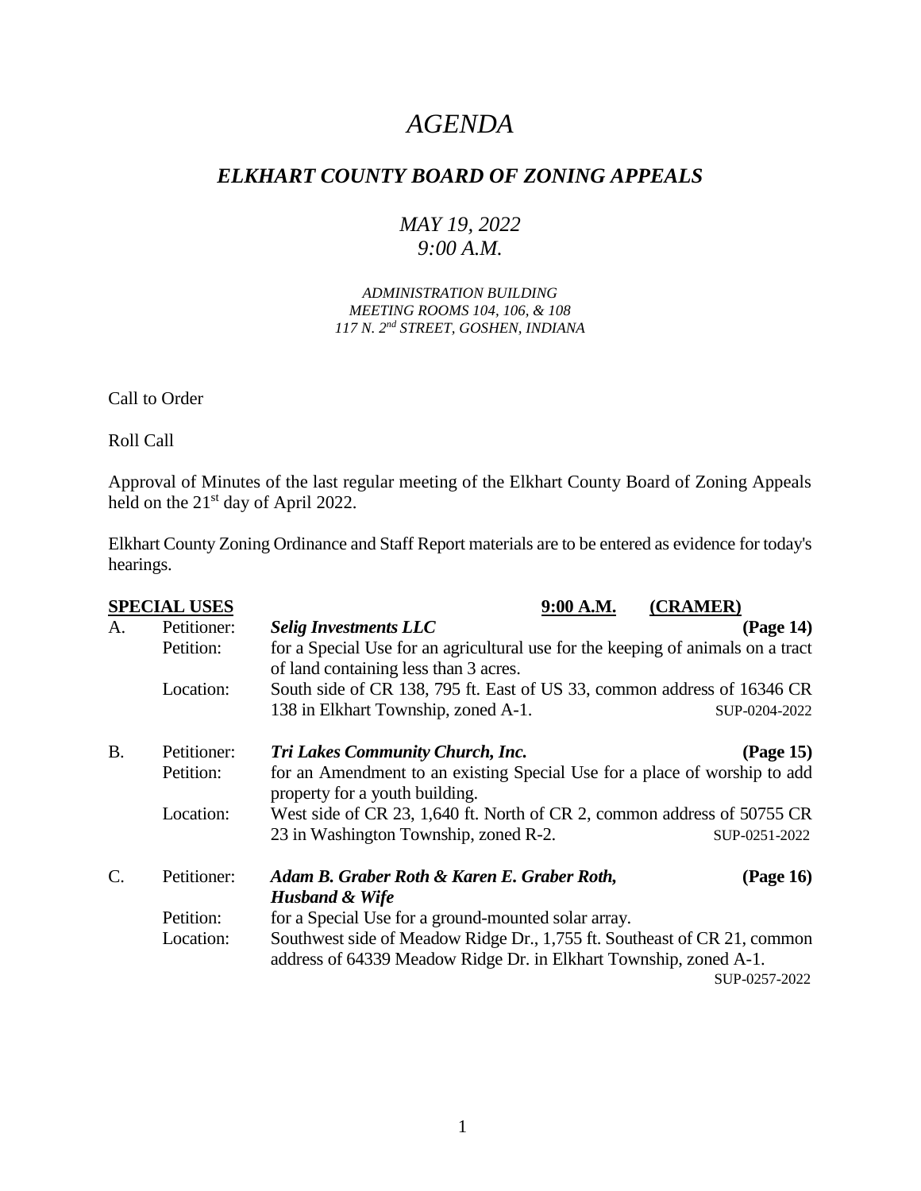# *AGENDA*

## *ELKHART COUNTY BOARD OF ZONING APPEALS*

### *MAY 19, 2022*
### *9:00 A.M.*

*ADMINISTRATION BUILDING*
*MEETING ROOMS 104, 106, & 108*
*117 N. 2nd STREET, GOSHEN, INDIANA*

Call to Order

Roll Call

Approval of Minutes of the last regular meeting of the Elkhart County Board of Zoning Appeals held on the 21st day of April 2022.

Elkhart County Zoning Ordinance and Staff Report materials are to be entered as evidence for today's hearings.

**SPECIAL USES** **9:00 A.M.** **(CRAMER)**

A. Petitioner: ***Selig Investments LLC*** **(Page 14)**
Petition: for a Special Use for an agricultural use for the keeping of animals on a tract of land containing less than 3 acres.
Location: South side of CR 138, 795 ft. East of US 33, common address of 16346 CR 138 in Elkhart Township, zoned A-1. SUP-0204-2022

B. Petitioner: ***Tri Lakes Community Church, Inc.*** **(Page 15)**
Petition: for an Amendment to an existing Special Use for a place of worship to add property for a youth building.
Location: West side of CR 23, 1,640 ft. North of CR 2, common address of 50755 CR 23 in Washington Township, zoned R-2. SUP-0251-2022

C. Petitioner: ***Adam B. Graber Roth & Karen E. Graber Roth, Husband & Wife*** **(Page 16)**
Petition: for a Special Use for a ground-mounted solar array.
Location: Southwest side of Meadow Ridge Dr., 1,755 ft. Southeast of CR 21, common address of 64339 Meadow Ridge Dr. in Elkhart Township, zoned A-1. SUP-0257-2022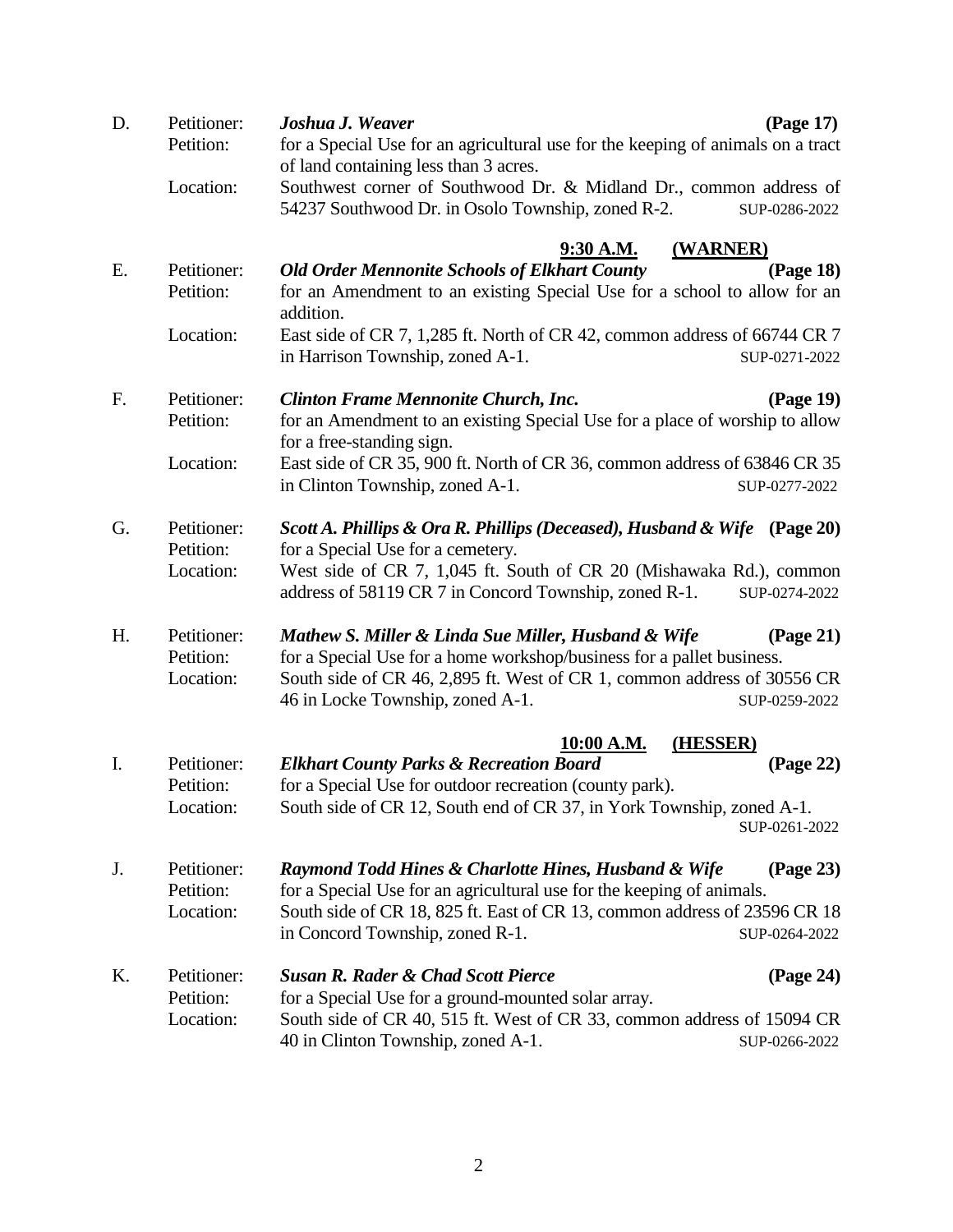D. Petitioner: ***Joshua J. Weaver*** **(Page 17)**
Petition: for a Special Use for an agricultural use for the keeping of animals on a tract of land containing less than 3 acres.
Location: Southwest corner of Southwood Dr. & Midland Dr., common address of 54237 Southwood Dr. in Osolo Township, zoned R-2. SUP-0286-2022

**9:30 A.M. (WARNER)**

E. Petitioner: ***Old Order Mennonite Schools of Elkhart County*** **(Page 18)**
Petition: for an Amendment to an existing Special Use for a school to allow for an addition.
Location: East side of CR 7, 1,285 ft. North of CR 42, common address of 66744 CR 7 in Harrison Township, zoned A-1. SUP-0271-2022

F. Petitioner: ***Clinton Frame Mennonite Church, Inc.*** **(Page 19)**
Petition: for an Amendment to an existing Special Use for a place of worship to allow for a free-standing sign.
Location: East side of CR 35, 900 ft. North of CR 36, common address of 63846 CR 35 in Clinton Township, zoned A-1. SUP-0277-2022

G. Petitioner: ***Scott A. Phillips & Ora R. Phillips (Deceased), Husband & Wife*** **(Page 20)**
Petition: for a Special Use for a cemetery.
Location: West side of CR 7, 1,045 ft. South of CR 20 (Mishawaka Rd.), common address of 58119 CR 7 in Concord Township, zoned R-1. SUP-0274-2022

H. Petitioner: ***Mathew S. Miller & Linda Sue Miller, Husband & Wife*** **(Page 21)**
Petition: for a Special Use for a home workshop/business for a pallet business.
Location: South side of CR 46, 2,895 ft. West of CR 1, common address of 30556 CR 46 in Locke Township, zoned A-1. SUP-0259-2022

**10:00 A.M. (HESSER)**

I. Petitioner: ***Elkhart County Parks & Recreation Board*** **(Page 22)**
Petition: for a Special Use for outdoor recreation (county park).
Location: South side of CR 12, South end of CR 37, in York Township, zoned A-1. SUP-0261-2022

J. Petitioner: ***Raymond Todd Hines & Charlotte Hines, Husband & Wife*** **(Page 23)**
Petition: for a Special Use for an agricultural use for the keeping of animals.
Location: South side of CR 18, 825 ft. East of CR 13, common address of 23596 CR 18 in Concord Township, zoned R-1. SUP-0264-2022

K. Petitioner: ***Susan R. Rader & Chad Scott Pierce*** **(Page 24)**
Petition: for a Special Use for a ground-mounted solar array.
Location: South side of CR 40, 515 ft. West of CR 33, common address of 15094 CR 40 in Clinton Township, zoned A-1. SUP-0266-2022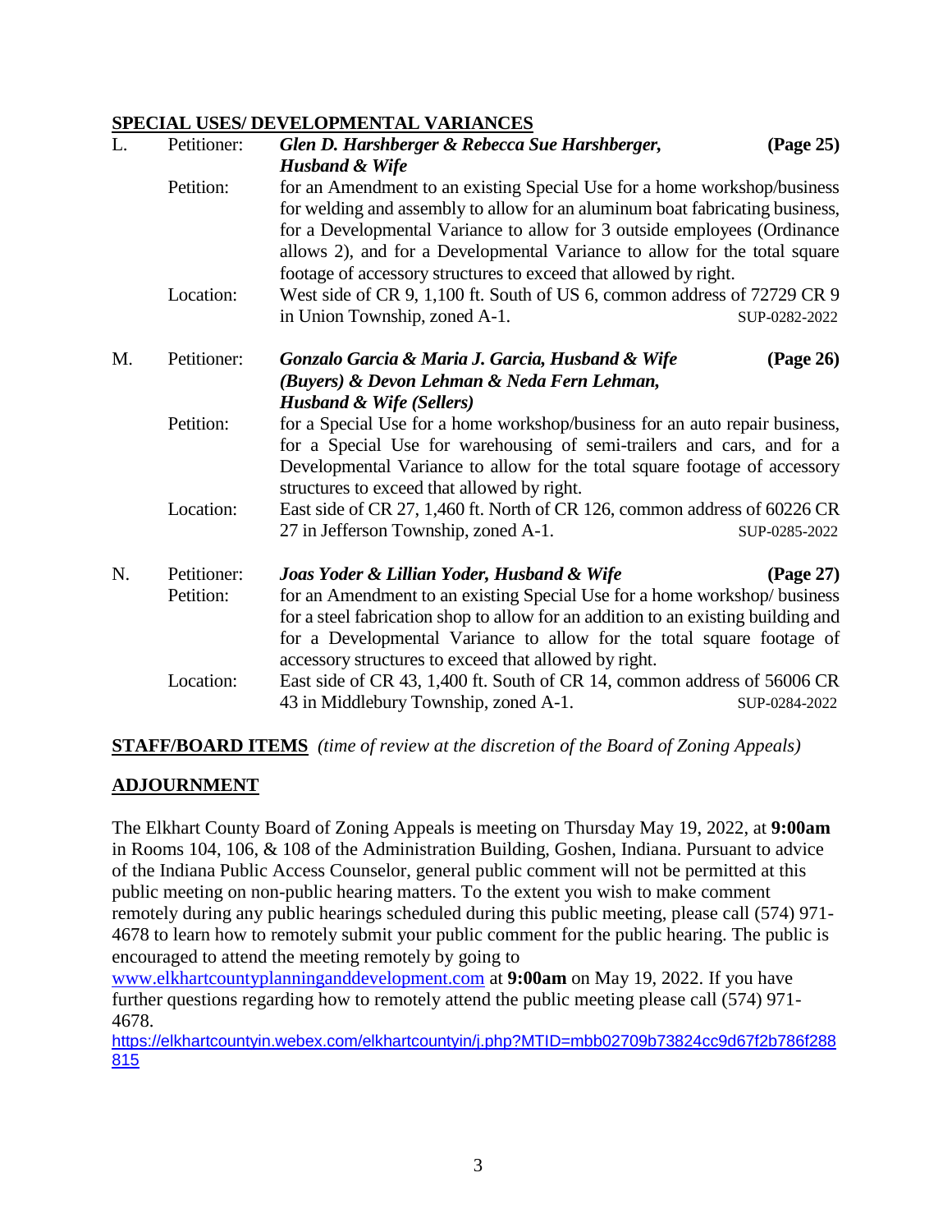## SPECIAL USES/ DEVELOPMENTAL VARIANCES

| | | | |
|---|---|---|---|
| L. | Petitioner: | ***Glen D. Harshberger & Rebecca Sue Harshberger, Husband & Wife*** | **(Page 25)** |
| | Petition: | for an Amendment to an existing Special Use for a home workshop/business for welding and assembly to allow for an aluminum boat fabricating business, for a Developmental Variance to allow for 3 outside employees (Ordinance allows 2), and for a Developmental Variance to allow for the total square footage of accessory structures to exceed that allowed by right. | |
| | Location: | West side of CR 9, 1,100 ft. South of US 6, common address of 72729 CR 9 in Union Township, zoned A-1. | SUP-0282-2022 |
| M. | Petitioner: | ***Gonzalo Garcia & Maria J. Garcia, Husband & Wife (Buyers) & Devon Lehman & Neda Fern Lehman, Husband & Wife (Sellers)*** | **(Page 26)** |
| | Petition: | for a Special Use for a home workshop/business for an auto repair business, for a Special Use for warehousing of semi-trailers and cars, and for a Developmental Variance to allow for the total square footage of accessory structures to exceed that allowed by right. | |
| | Location: | East side of CR 27, 1,460 ft. North of CR 126, common address of 60226 CR 27 in Jefferson Township, zoned A-1. | SUP-0285-2022 |
| N. | Petitioner: | ***Joas Yoder & Lillian Yoder, Husband & Wife*** | **(Page 27)** |
| | Petition: | for an Amendment to an existing Special Use for a home workshop/ business for a steel fabrication shop to allow for an addition to an existing building and for a Developmental Variance to allow for the total square footage of accessory structures to exceed that allowed by right. | |
| | Location: | East side of CR 43, 1,400 ft. South of CR 14, common address of 56006 CR 43 in Middlebury Township, zoned A-1. | SUP-0284-2022 |

**STAFF/BOARD ITEMS** *(time of review at the discretion of the Board of Zoning Appeals)*

**ADJOURNMENT**

The Elkhart County Board of Zoning Appeals is meeting on Thursday May 19, 2022, at **9:00am** in Rooms 104, 106, & 108 of the Administration Building, Goshen, Indiana. Pursuant to advice of the Indiana Public Access Counselor, general public comment will not be permitted at this public meeting on non-public hearing matters. To the extent you wish to make comment remotely during any public hearings scheduled during this public meeting, please call (574) 971-4678 to learn how to remotely submit your public comment for the public hearing. The public is encouraged to attend the meeting remotely by going to www.elkhartcountyplanninganddevelopment.com at **9:00am** on May 19, 2022. If you have further questions regarding how to remotely attend the public meeting please call (574) 971-4678.

https://elkhartcountyin.webex.com/elkhartcountyin/j.php?MTID=mbb02709b73824cc9d67f2b786f288815